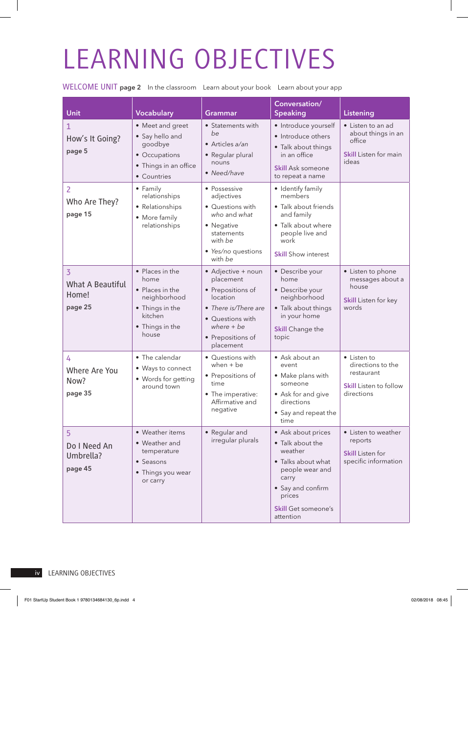# LEARNING OBJECTIVES

**WELCOME UNIT page 2** In the classroom Learn about your book Learn about your app

| Unit | Vocabulary | Grammar | Conversation/ Speaking | Listening |
|---|---|---|---|---|
| 1 How's It Going? page 5 | • Meet and greet<br>• Say hello and goodbye<br>• Occupations<br>• Things in an office<br>• Countries | • Statements with *be*<br>• Articles *a/an*<br>• Regular plural nouns<br>• *Need/have* | • Introduce yourself<br>• Introduce others<br>• Talk about things in an office<br>**Skill** Ask someone to repeat a name | • Listen to an ad about things in an office<br>**Skill** Listen for main ideas |
| 2 Who Are They? page 15 | • Family relationships<br>• Relationships<br>• More family relationships | • Possessive adjectives<br>• Questions with *who* and *what*<br>• Negative statements with *be*<br>• *Yes/no* questions with *be* | • Identify family members<br>• Talk about friends and family<br>• Talk about where people live and work<br>**Skill** Show interest | |
| 3 What A Beautiful Home! page 25 | • Places in the home<br>• Places in the neighborhood<br>• Things in the kitchen<br>• Things in the house | • Adjective + noun placement<br>• Prepositions of location<br>• *There is/There are*<br>• Questions with *where + be*<br>• Prepositions of placement | • Describe your home<br>• Describe your neighborhood<br>• Talk about things in your home<br>**Skill** Change the topic | • Listen to phone messages about a house<br>**Skill** Listen for key words |
| 4 Where Are You Now? page 35 | • The calendar<br>• Ways to connect<br>• Words for getting around town | • Questions with when + be<br>• Prepositions of time<br>• The imperative: Affirmative and negative | • Ask about an event<br>• Make plans with someone<br>• Ask for and give directions<br>• Say and repeat the time | • Listen to directions to the restaurant<br>**Skill** Listen to follow directions |
| 5 Do I Need An Umbrella? page 45 | • Weather items<br>• Weather and temperature<br>• Seasons<br>• Things you wear or carry | • Regular and irregular plurals | • Ask about prices<br>• Talk about the weather<br>• Talks about what people wear and carry<br>• Say and confirm prices<br>**Skill** Get someone's attention | • Listen to weather reports<br>**Skill** Listen for specific information |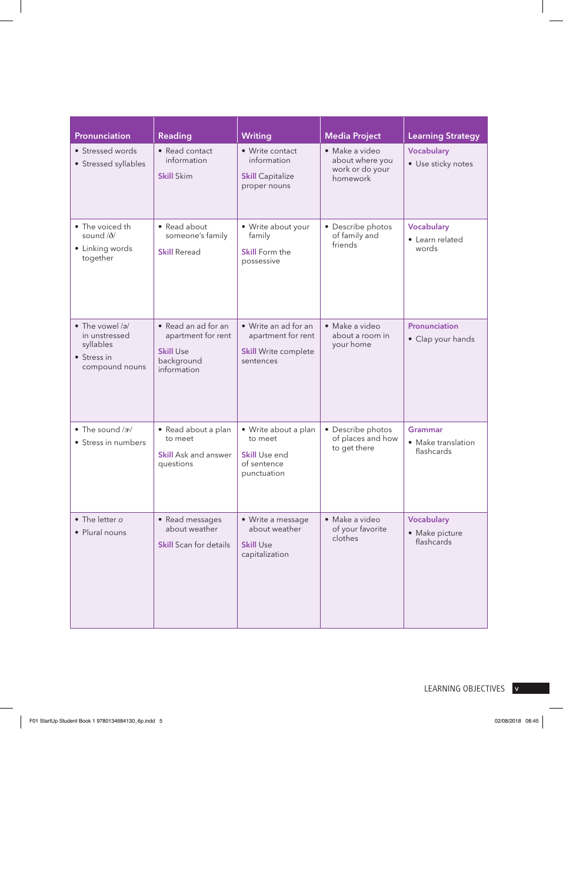| Pronunciation | Reading | Writing | Media Project | Learning Strategy |
|---|---|---|---|---|
| • Stressed words<br>• Stressed syllables | • Read contact information<br><br>**Skill** Skim | • Write contact information<br><br>**Skill** Capitalize proper nouns | • Make a video about where you work or do your homework | **Vocabulary**<br>• Use sticky notes |
| • The voiced th sound /ð/<br>• Linking words together | • Read about someone's family<br><br>**Skill** Reread | • Write about your family<br><br>**Skill** Form the possessive | • Describe photos of family and friends | **Vocabulary**<br>• Learn related words |
| • The vowel /ə/ in unstressed syllables<br>• Stress in compound nouns | • Read an ad for an apartment for rent<br><br>**Skill** Use background information | • Write an ad for an apartment for rent<br><br>**Skill** Write complete sentences | • Make a video about a room in your home | **Pronunciation**<br>• Clap your hands |
| • The sound /ɚ/<br>• Stress in numbers | • Read about a plan to meet<br><br>**Skill** Ask and answer questions | • Write about a plan to meet<br><br>**Skill** Use end of sentence punctuation | • Describe photos of places and how to get there | **Grammar**<br>• Make translation flashcards |
| • The letter o<br>• Plural nouns | • Read messages about weather<br><br>**Skill** Scan for details | • Write a message about weather<br><br>**Skill** Use capitalization | • Make a video of your favorite clothes | **Vocabulary**<br>• Make picture flashcards |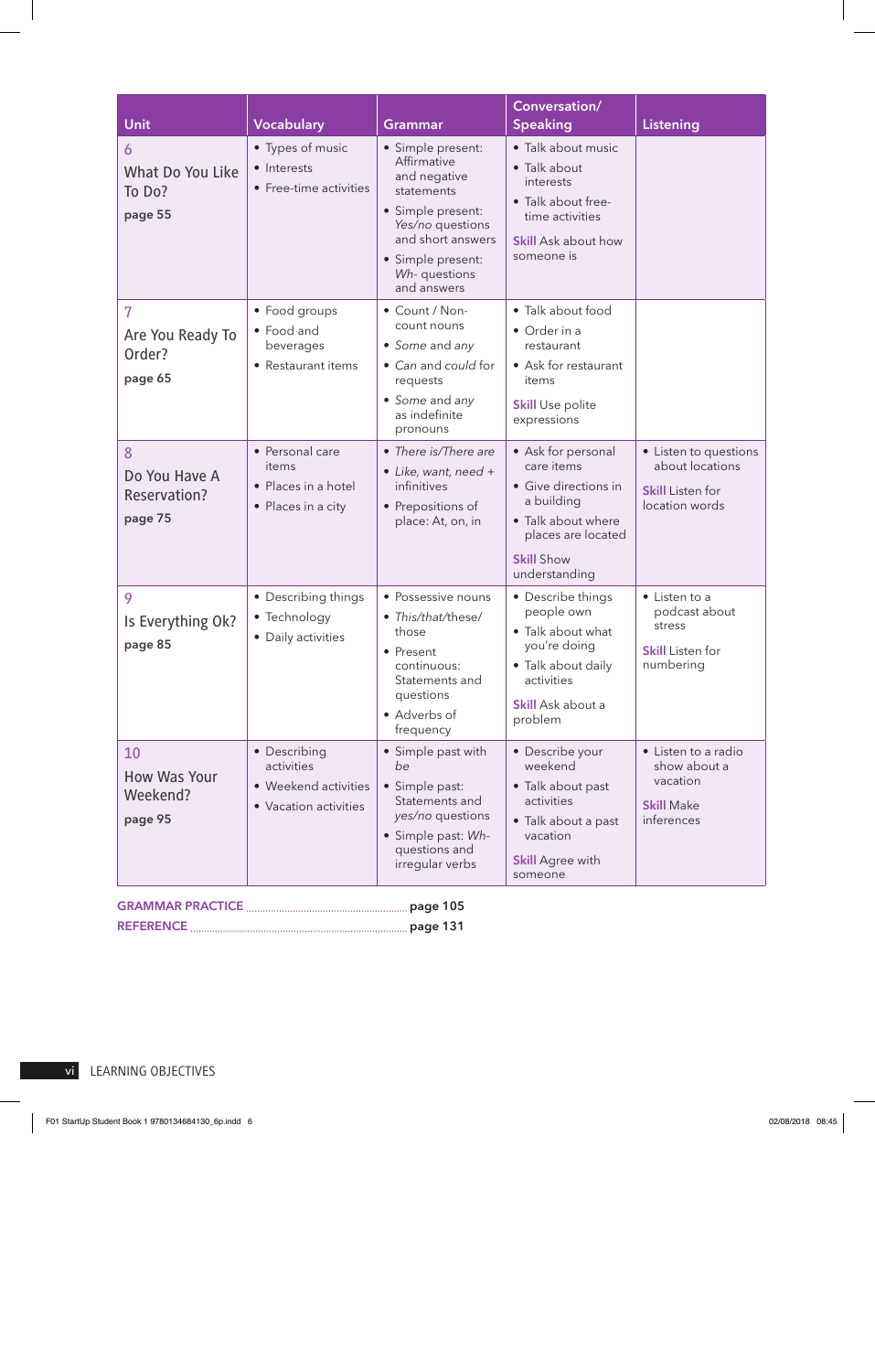| Unit | Vocabulary | Grammar | Conversation/ Speaking | Listening |
|---|---|---|---|---|
| 6<br>What Do You Like To Do?<br>**page 55** | • Types of music<br>• Interests<br>• Free-time activities | • Simple present: Affirmative and negative statements<br>• Simple present: *Yes/no* questions and short answers<br>• Simple present: *Wh-* questions and answers | • Talk about music<br>• Talk about interests<br>• Talk about free-time activities<br>**Skill** Ask about how someone is | |
| 7<br>Are You Ready To Order?<br>**page 65** | • Food groups<br>• Food and beverages<br>• Restaurant items | • Count / Non-count nouns<br>• *Some* and *any*<br>• *Can* and *could* for requests<br>• *Some* and *any* as indefinite pronouns | • Talk about food<br>• Order in a restaurant<br>• Ask for restaurant items<br>**Skill** Use polite expressions | |
| 8<br>Do You Have A Reservation?<br>**page 75** | • Personal care items<br>• Places in a hotel<br>• Places in a city | • *There is/There are*<br>• *Like, want, need* + infinitives<br>• Prepositions of place: At, on, in | • Ask for personal care items<br>• Give directions in a building<br>• Talk about where places are located<br>**Skill** Show understanding | • Listen to questions about locations<br>**Skill** Listen for location words |
| 9<br>Is Everything Ok?<br>**page 85** | • Describing things<br>• Technology<br>• Daily activities | • Possessive nouns<br>• *This/that/these/ those*<br>• Present continuous: Statements and questions<br>• Adverbs of frequency | • Describe things people own<br>• Talk about what you're doing<br>• Talk about daily activities<br>**Skill** Ask about a problem | • Listen to a podcast about stress<br>**Skill** Listen for numbering |
| 10<br>How Was Your Weekend?<br>**page 95** | • Describing activities<br>• Weekend activities<br>• Vacation activities | • Simple past with *be*<br>• Simple past: Statements and *yes/no* questions<br>• Simple past: *Wh-* questions and irregular verbs | • Describe your weekend<br>• Talk about past activities<br>• Talk about a past vacation<br>**Skill** Agree with someone | • Listen to a radio show about a vacation<br>**Skill** Make inferences |

**GRAMMAR PRACTICE** ........................................ **page 105**

**REFERENCE** ........................................ **page 131**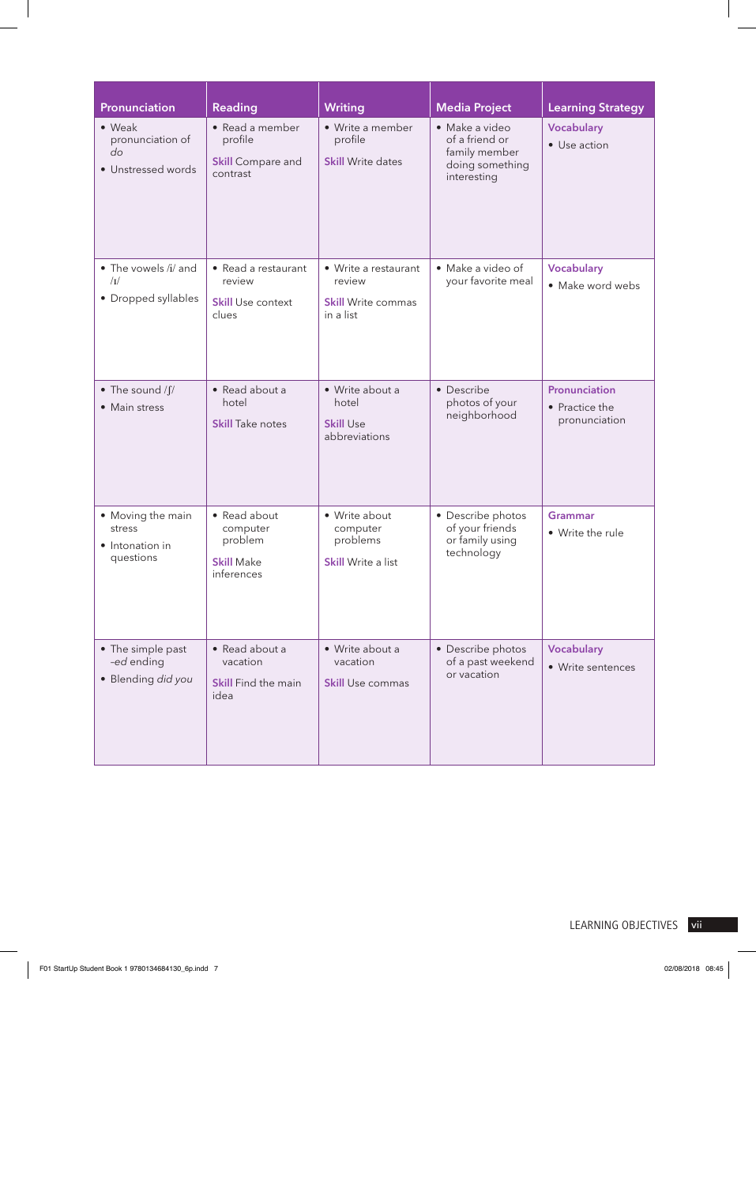| Pronunciation | Reading | Writing | Media Project | Learning Strategy |
|---|---|---|---|---|
| • Weak pronunciation of *do*<br>• Unstressed words | • Read a member profile<br>**Skill** Compare and contrast | • Write a member profile<br>**Skill** Write dates | • Make a video of a friend or family member doing something interesting | **Vocabulary**<br>• Use action |
| • The vowels /i/ and /ɪ/<br>• Dropped syllables | • Read a restaurant review<br>**Skill** Use context clues | • Write a restaurant review<br>**Skill** Write commas in a list | • Make a video of your favorite meal | **Vocabulary**<br>• Make word webs |
| • The sound /ʃ/<br>• Main stress | • Read about a hotel<br>**Skill** Take notes | • Write about a hotel<br>**Skill** Use abbreviations | • Describe photos of your neighborhood | **Pronunciation**<br>• Practice the pronunciation |
| • Moving the main stress<br>• Intonation in questions | • Read about computer problem<br>**Skill** Make inferences | • Write about computer problems<br>**Skill** Write a list | • Describe photos of your friends or family using technology | **Grammar**<br>• Write the rule |
| • The simple past *-ed* ending<br>• Blending *did you* | • Read about a vacation<br>**Skill** Find the main idea | • Write about a vacation<br>**Skill** Use commas | • Describe photos of a past weekend or vacation | **Vocabulary**<br>• Write sentences |